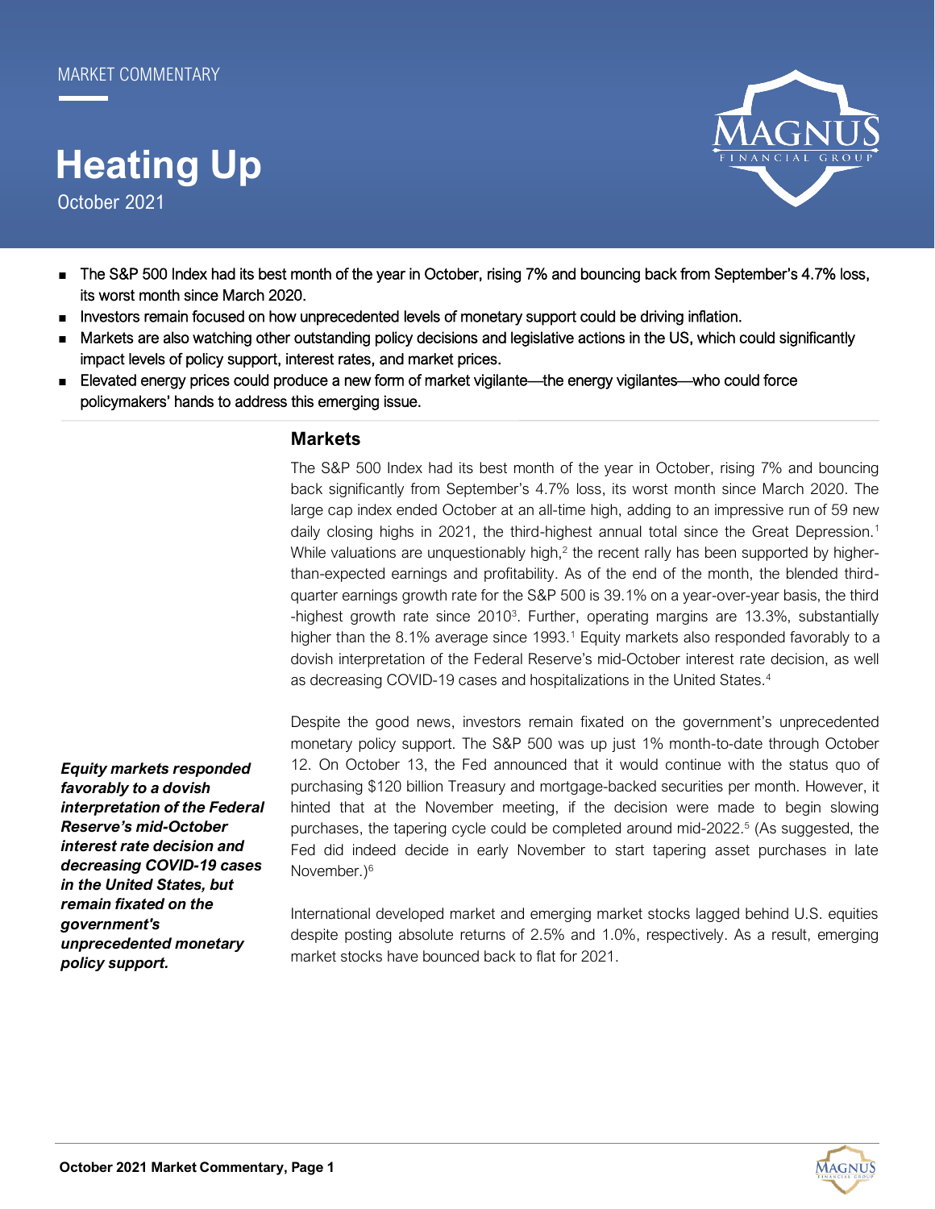MARKET COMMENTARY

# Heating Up

October 2021

- The S&P 500 Index had its best month of the year in October, rising 7% and bouncing back from September's 4.7% loss, its worst month since March 2020.
- Investors remain focused on how unprecedented levels of monetary support could be driving inflation.
- Markets are also watching other outstanding policy decisions and legislative actions in the US, which could significantly impact levels of policy support, interest rates, and market prices.
- Elevated energy prices could produce a new form of market vigilante—the energy vigilantes—who could force policymakers' hands to address this emerging issue.

## Markets

The S&P 500 Index had its best month of the year in October, rising 7% and bouncing back significantly from September's 4.7% loss, its worst month since March 2020. The large cap index ended October at an all-time high, adding to an impressive run of 59 new daily closing highs in 2021, the third-highest annual total since the Great Depression.[1] While valuations are unquestionably high,[2] the recent rally has been supported by higher-than-expected earnings and profitability. As of the end of the month, the blended third-quarter earnings growth rate for the S&P 500 is 39.1% on a year-over-year basis, the third-highest growth rate since 2010[3]. Further, operating margins are 13.3%, substantially higher than the 8.1% average since 1993.[1] Equity markets also responded favorably to a dovish interpretation of the Federal Reserve's mid-October interest rate decision, as well as decreasing COVID-19 cases and hospitalizations in the United States.[4]

***Equity markets responded favorably to a dovish interpretation of the Federal Reserve's mid-October interest rate decision and decreasing COVID-19 cases in the United States, but remain fixated on the government's unprecedented monetary policy support.***

Despite the good news, investors remain fixated on the government's unprecedented monetary policy support. The S&P 500 was up just 1% month-to-date through October 12. On October 13, the Fed announced that it would continue with the status quo of purchasing $120 billion Treasury and mortgage-backed securities per month. However, it hinted that at the November meeting, if the decision were made to begin slowing purchases, the tapering cycle could be completed around mid-2022.[5] (As suggested, the Fed did indeed decide in early November to start tapering asset purchases in late November.)[6]

International developed market and emerging market stocks lagged behind U.S. equities despite posting absolute returns of 2.5% and 1.0%, respectively. As a result, emerging market stocks have bounced back to flat for 2021.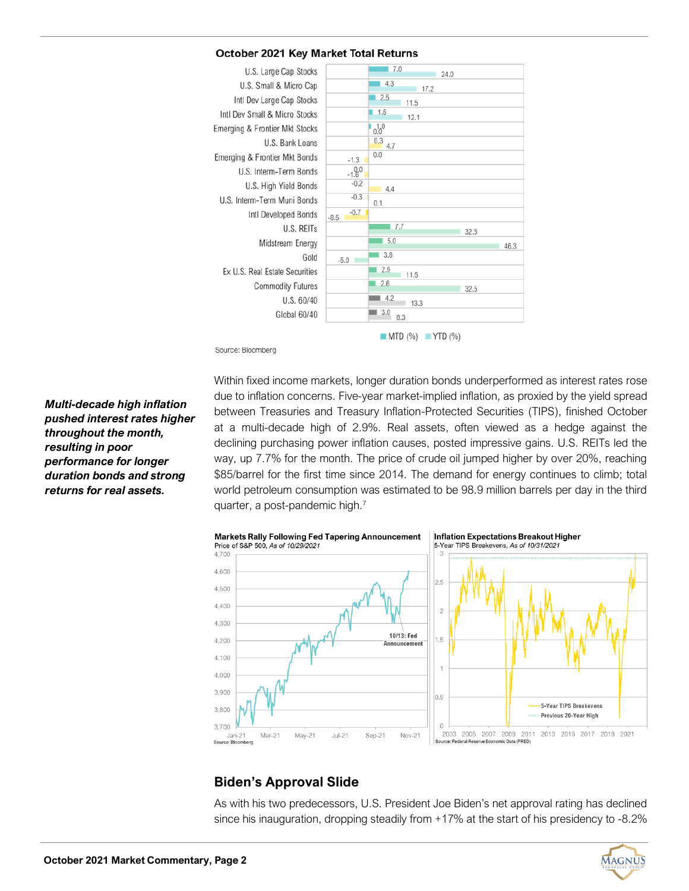**October 2021 Key Market Total Returns**

| Asset Class | MTD (%) | YTD (%) |
|---|---|---|
| U.S. Large Cap Stocks | 7.0 | 24.0 |
| U.S. Small & Micro Cap | 4.3 | 17.2 |
| Intl Dev Large Cap Stocks | 2.5 | 11.5 |
| Intl Dev Small & Micro Stocks | 1.6 | 12.1 |
| Emerging & Frontier Mkt Stocks | 1.0 | 0.0 |
| U.S. Bank Loans | 0.3 | 4.7 |
| Emerging & Frontier Mkt Bonds | 0.0 | -1.3 |
| U.S. Interm-Term Bonds | 0.0 | -1.6 |
| U.S. High Yield Bonds | -0.2 | 4.4 |
| U.S. Interm-Term Muni Bonds | -0.3 | 0.1 |
| Intl Developed Bonds | -0.7 | -8.5 |
| U.S. REITs | 7.7 | 32.5 |
| Midstream Energy | 5.0 | 46.3 |
| Gold | 3.8 | -5.0 |
| Ex U.S. Real Estate Securities | 2.9 | 11.5 |
| Commodity Futures | 2.6 | 32.5 |
| U.S. 60/40 | 4.2 | 13.3 |
| Global 60/40 | 3.0 | 8.3 |

Source: Bloomberg

***Multi-decade high inflation pushed interest rates higher throughout the month, resulting in poor performance for longer duration bonds and strong returns for real assets.***

Within fixed income markets, longer duration bonds underperformed as interest rates rose due to inflation concerns. Five-year market-implied inflation, as proxied by the yield spread between Treasuries and Treasury Inflation-Protected Securities (TIPS), finished October at a multi-decade high of 2.9%. Real assets, often viewed as a hedge against the declining purchasing power inflation causes, posted impressive gains. U.S. REITs led the way, up 7.7% for the month. The price of crude oil jumped higher by over 20%, reaching $85/barrel for the first time since 2014. The demand for energy continues to climb; total world petroleum consumption was estimated to be 98.9 million barrels per day in the third quarter, a post-pandemic high.[7]

**Markets Rally Following Fed Tapering Announcement**
Price of S&P 500, *As of 10/29/2021*
10/13: Fed Announcement
Source: Bloomberg

**Inflation Expectations Breakout Higher**
5-Year TIPS Breakevens, *As of 10/31/2021*
5-Year TIPS Breakevens; Previous 20-Year High
Source: Federal Reserve Economic Data (FRED)

## Biden's Approval Slide

As with his two predecessors, U.S. President Joe Biden's net approval rating has declined since his inauguration, dropping steadily from +17% at the start of his presidency to -8.2%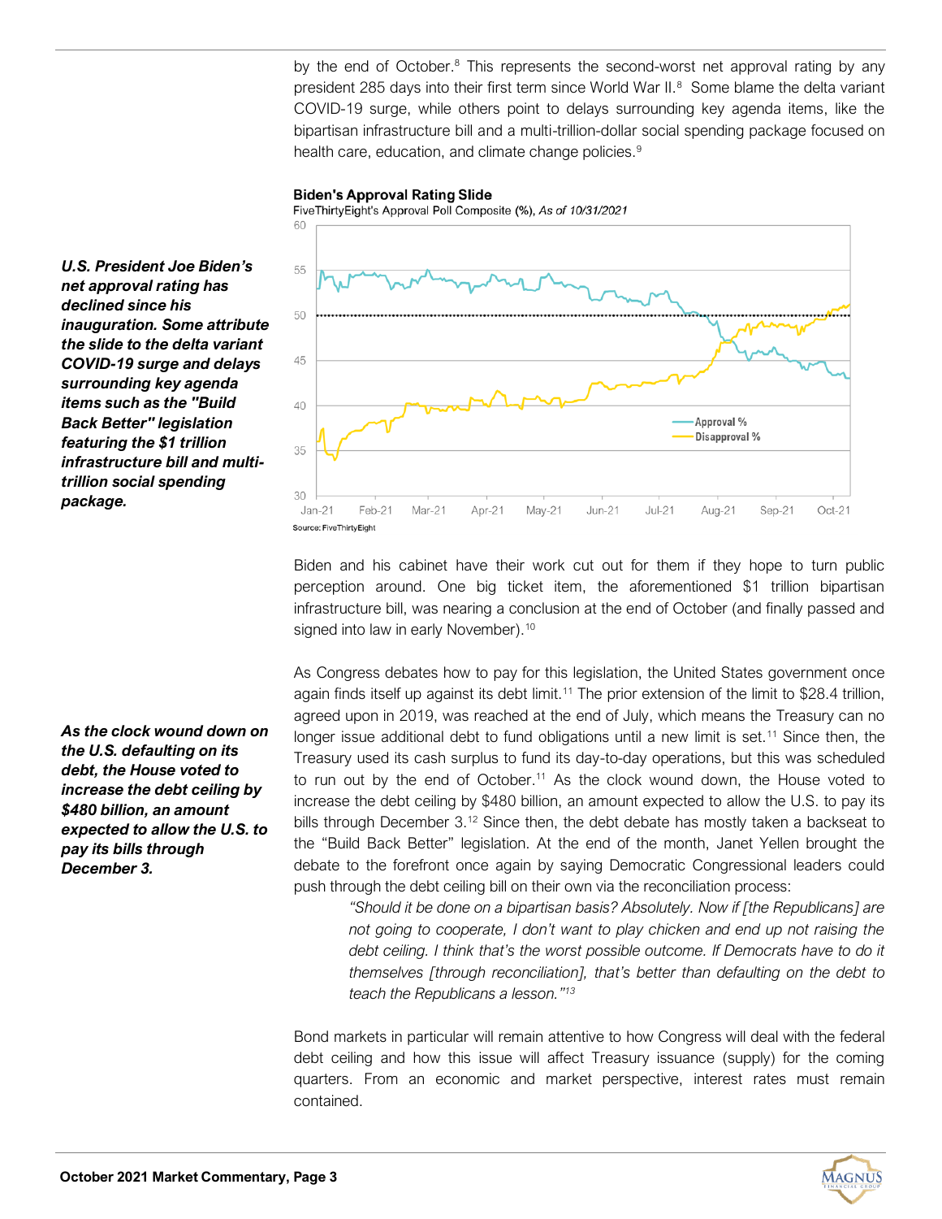by the end of October.[8] This represents the second-worst net approval rating by any president 285 days into their first term since World War II.[8] Some blame the delta variant COVID-19 surge, while others point to delays surrounding key agenda items, like the bipartisan infrastructure bill and a multi-trillion-dollar social spending package focused on health care, education, and climate change policies.[9]

***U.S. President Joe Biden's net approval rating has declined since his inauguration. Some attribute the slide to the delta variant COVID-19 surge and delays surrounding key agenda items such as the "Build Back Better" legislation featuring the $1 trillion infrastructure bill and multi-trillion social spending package.***

**Biden's Approval Rating Slide**
FiveThirtyEight's Approval Poll Composite (%), *As of 10/31/2021*

Source: FiveThirtyEight

Biden and his cabinet have their work cut out for them if they hope to turn public perception around. One big ticket item, the aforementioned $1 trillion bipartisan infrastructure bill, was nearing a conclusion at the end of October (and finally passed and signed into law in early November).[10]

***As the clock wound down on the U.S. defaulting on its debt, the House voted to increase the debt ceiling by $480 billion, an amount expected to allow the U.S. to pay its bills through December 3.***

As Congress debates how to pay for this legislation, the United States government once again finds itself up against its debt limit.[11] The prior extension of the limit to $28.4 trillion, agreed upon in 2019, was reached at the end of July, which means the Treasury can no longer issue additional debt to fund obligations until a new limit is set.[11] Since then, the Treasury used its cash surplus to fund its day-to-day operations, but this was scheduled to run out by the end of October.[11] As the clock wound down, the House voted to increase the debt ceiling by $480 billion, an amount expected to allow the U.S. to pay its bills through December 3.[12] Since then, the debt debate has mostly taken a backseat to the "Build Back Better" legislation. At the end of the month, Janet Yellen brought the debate to the forefront once again by saying Democratic Congressional leaders could push through the debt ceiling bill on their own via the reconciliation process:

> *"Should it be done on a bipartisan basis? Absolutely. Now if [the Republicans] are not going to cooperate, I don't want to play chicken and end up not raising the debt ceiling. I think that's the worst possible outcome. If Democrats have to do it themselves [through reconciliation], that's better than defaulting on the debt to teach the Republicans a lesson."*[13]

Bond markets in particular will remain attentive to how Congress will deal with the federal debt ceiling and how this issue will affect Treasury issuance (supply) for the coming quarters. From an economic and market perspective, interest rates must remain contained.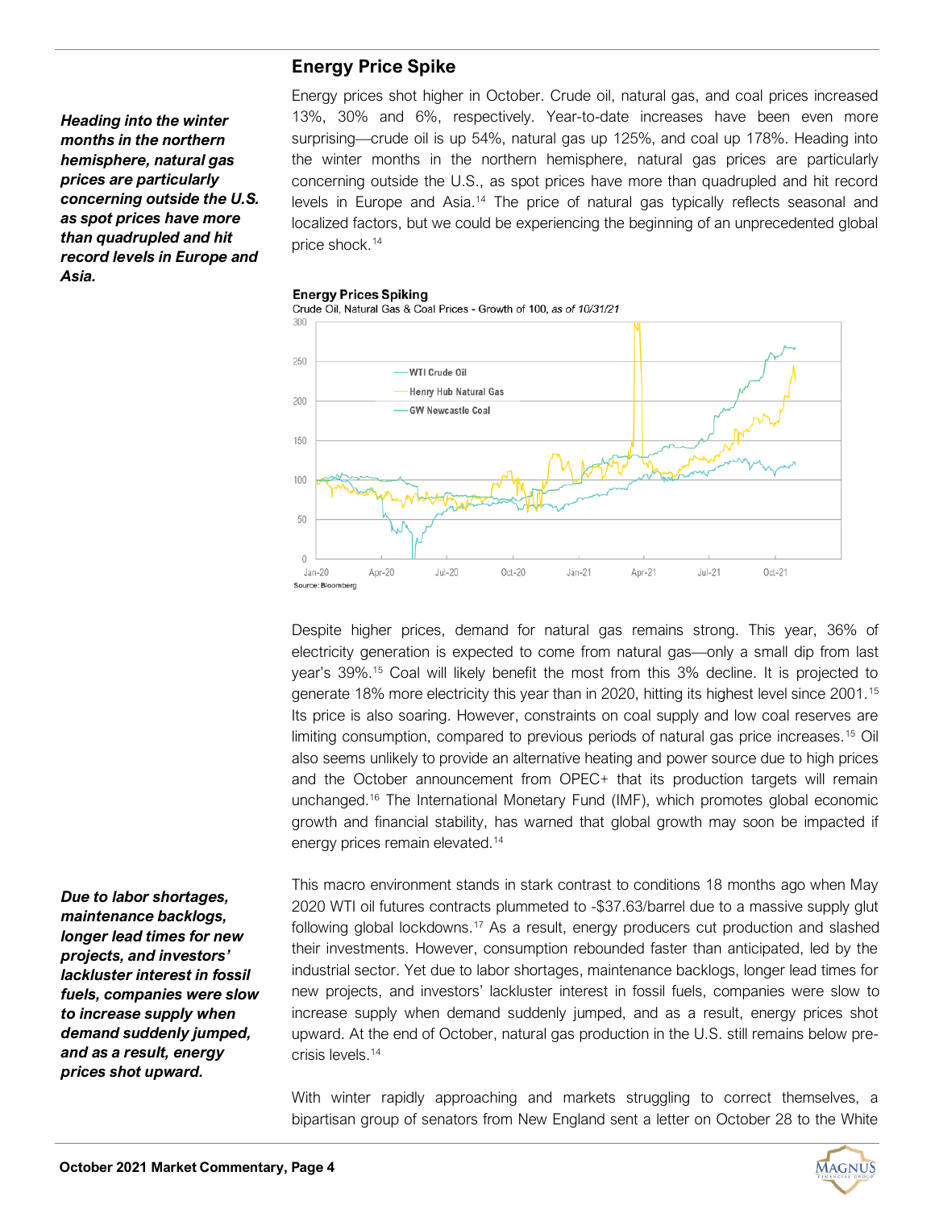## Energy Price Spike

*Heading into the winter months in the northern hemisphere, natural gas prices are particularly concerning outside the U.S. as spot prices have more than quadrupled and hit record levels in Europe and Asia.*

Energy prices shot higher in October. Crude oil, natural gas, and coal prices increased 13%, 30% and 6%, respectively. Year-to-date increases have been even more surprising—crude oil is up 54%, natural gas up 125%, and coal up 178%. Heading into the winter months in the northern hemisphere, natural gas prices are particularly concerning outside the U.S., as spot prices have more than quadrupled and hit record levels in Europe and Asia.[14] The price of natural gas typically reflects seasonal and localized factors, but we could be experiencing the beginning of an unprecedented global price shock.[14]

**Energy Prices Spiking**
Crude Oil, Natural Gas & Coal Prices - Growth of 100, *as of 10/31/21*

Source: Bloomberg

Despite higher prices, demand for natural gas remains strong. This year, 36% of electricity generation is expected to come from natural gas—only a small dip from last year's 39%.[15] Coal will likely benefit the most from this 3% decline. It is projected to generate 18% more electricity this year than in 2020, hitting its highest level since 2001.[15] Its price is also soaring. However, constraints on coal supply and low coal reserves are limiting consumption, compared to previous periods of natural gas price increases.[15] Oil also seems unlikely to provide an alternative heating and power source due to high prices and the October announcement from OPEC+ that its production targets will remain unchanged.[16] The International Monetary Fund (IMF), which promotes global economic growth and financial stability, has warned that global growth may soon be impacted if energy prices remain elevated.[14]

*Due to labor shortages, maintenance backlogs, longer lead times for new projects, and investors' lackluster interest in fossil fuels, companies were slow to increase supply when demand suddenly jumped, and as a result, energy prices shot upward.*

This macro environment stands in stark contrast to conditions 18 months ago when May 2020 WTI oil futures contracts plummeted to -$37.63/barrel due to a massive supply glut following global lockdowns.[17] As a result, energy producers cut production and slashed their investments. However, consumption rebounded faster than anticipated, led by the industrial sector. Yet due to labor shortages, maintenance backlogs, longer lead times for new projects, and investors' lackluster interest in fossil fuels, companies were slow to increase supply when demand suddenly jumped, and as a result, energy prices shot upward. At the end of October, natural gas production in the U.S. still remains below pre-crisis levels.[14]

With winter rapidly approaching and markets struggling to correct themselves, a bipartisan group of senators from New England sent a letter on October 28 to the White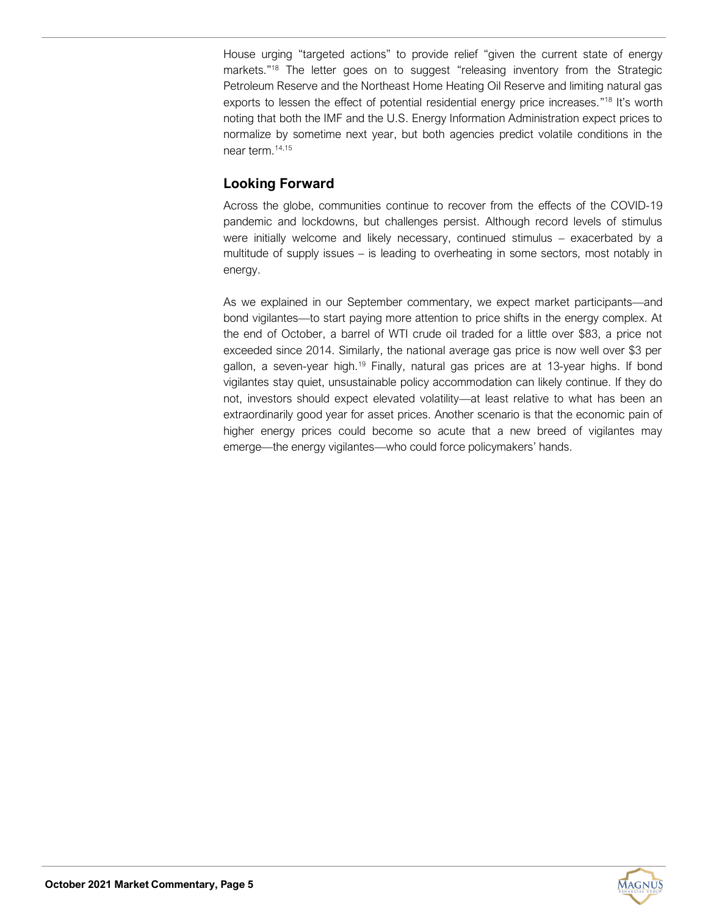House urging “targeted actions” to provide relief “given the current state of energy markets.”[18] The letter goes on to suggest “releasing inventory from the Strategic Petroleum Reserve and the Northeast Home Heating Oil Reserve and limiting natural gas exports to lessen the effect of potential residential energy price increases.”[18] It’s worth noting that both the IMF and the U.S. Energy Information Administration expect prices to normalize by sometime next year, but both agencies predict volatile conditions in the near term.[14,15]

## Looking Forward

Across the globe, communities continue to recover from the effects of the COVID-19 pandemic and lockdowns, but challenges persist. Although record levels of stimulus were initially welcome and likely necessary, continued stimulus – exacerbated by a multitude of supply issues – is leading to overheating in some sectors, most notably in energy.

As we explained in our September commentary, we expect market participants—and bond vigilantes—to start paying more attention to price shifts in the energy complex. At the end of October, a barrel of WTI crude oil traded for a little over $83, a price not exceeded since 2014. Similarly, the national average gas price is now well over $3 per gallon, a seven-year high.[19] Finally, natural gas prices are at 13-year highs. If bond vigilantes stay quiet, unsustainable policy accommodation can likely continue. If they do not, investors should expect elevated volatility—at least relative to what has been an extraordinarily good year for asset prices. Another scenario is that the economic pain of higher energy prices could become so acute that a new breed of vigilantes may emerge—the energy vigilantes—who could force policymakers’ hands.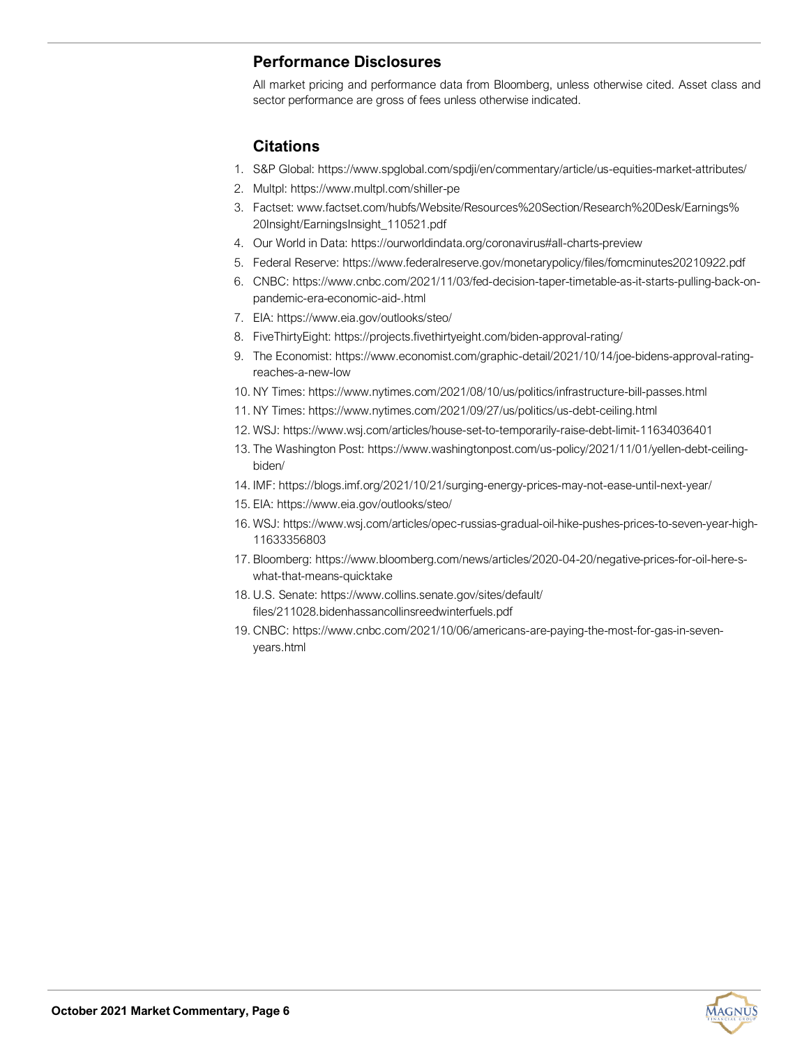## Performance Disclosures

All market pricing and performance data from Bloomberg, unless otherwise cited. Asset class and sector performance are gross of fees unless otherwise indicated.

## Citations

1. S&P Global: https://www.spglobal.com/spdji/en/commentary/article/us-equities-market-attributes/
2. Multpl: https://www.multpl.com/shiller-pe
3. Factset: www.factset.com/hubfs/Website/Resources%20Section/Research%20Desk/Earnings%20Insight/EarningsInsight_110521.pdf
4. Our World in Data: https://ourworldindata.org/coronavirus#all-charts-preview
5. Federal Reserve: https://www.federalreserve.gov/monetarypolicy/files/fomcminutes20210922.pdf
6. CNBC: https://www.cnbc.com/2021/11/03/fed-decision-taper-timetable-as-it-starts-pulling-back-on-pandemic-era-economic-aid-.html
7. EIA: https://www.eia.gov/outlooks/steo/
8. FiveThirtyEight: https://projects.fivethirtyeight.com/biden-approval-rating/
9. The Economist: https://www.economist.com/graphic-detail/2021/10/14/joe-bidens-approval-rating-reaches-a-new-low
10. NY Times: https://www.nytimes.com/2021/08/10/us/politics/infrastructure-bill-passes.html
11. NY Times: https://www.nytimes.com/2021/09/27/us/politics/us-debt-ceiling.html
12. WSJ: https://www.wsj.com/articles/house-set-to-temporarily-raise-debt-limit-11634036401
13. The Washington Post: https://www.washingtonpost.com/us-policy/2021/11/01/yellen-debt-ceiling-biden/
14. IMF: https://blogs.imf.org/2021/10/21/surging-energy-prices-may-not-ease-until-next-year/
15. EIA: https://www.eia.gov/outlooks/steo/
16. WSJ: https://www.wsj.com/articles/opec-russias-gradual-oil-hike-pushes-prices-to-seven-year-high-11633356803
17. Bloomberg: https://www.bloomberg.com/news/articles/2020-04-20/negative-prices-for-oil-here-s-what-that-means-quicktake
18. U.S. Senate: https://www.collins.senate.gov/sites/default/files/211028.bidenhassancollinsreedwinterfuels.pdf
19. CNBC: https://www.cnbc.com/2021/10/06/americans-are-paying-the-most-for-gas-in-seven-years.html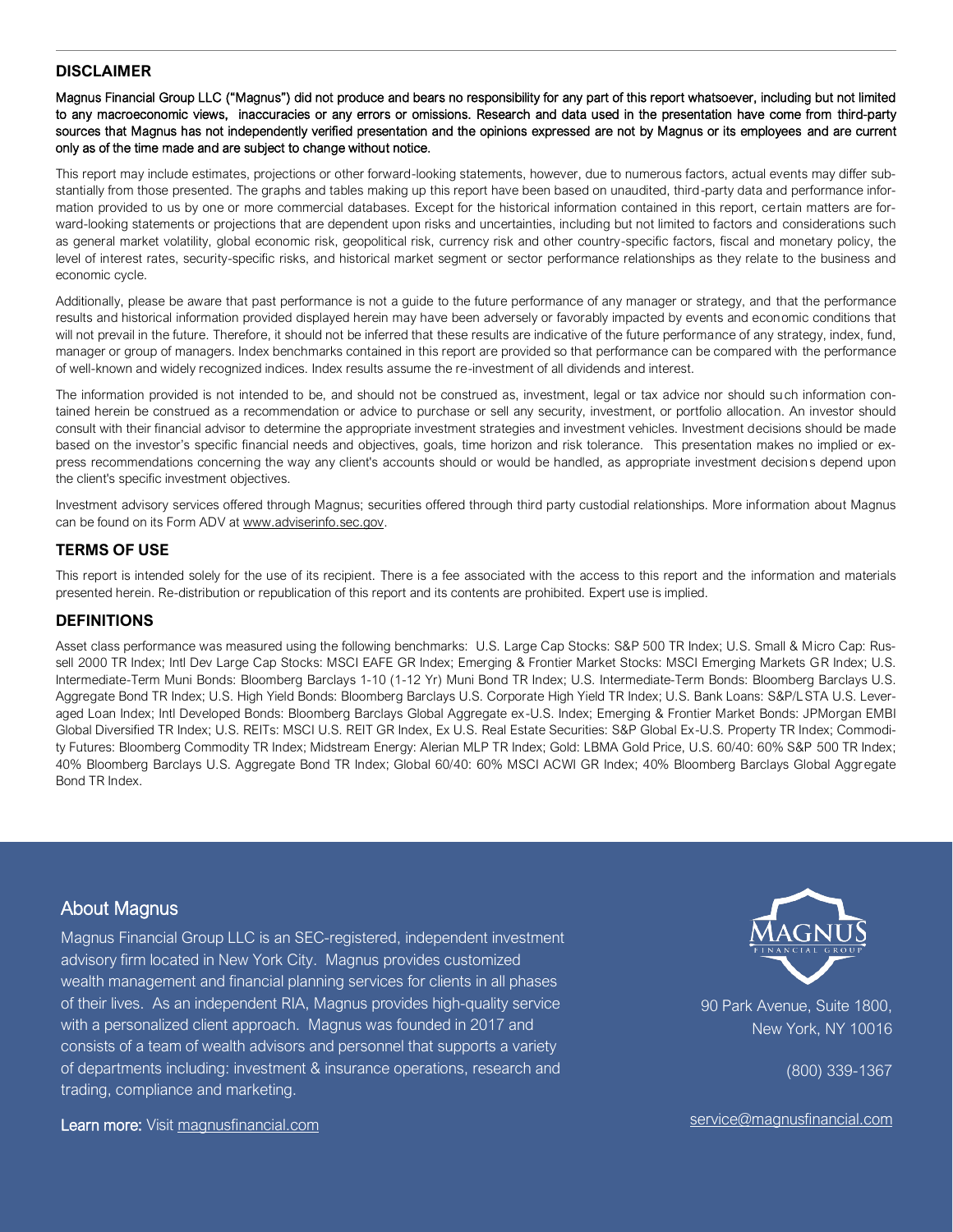## DISCLAIMER

**Magnus Financial Group LLC ("Magnus") did not produce and bears no responsibility for any part of this report whatsoever, including but not limited to any macroeconomic views, inaccuracies or any errors or omissions. Research and data used in the presentation have come from third-party sources that Magnus has not independently verified presentation and the opinions expressed are not by Magnus or its employees and are current only as of the time made and are subject to change without notice.**

This report may include estimates, projections or other forward-looking statements, however, due to numerous factors, actual events may differ substantially from those presented. The graphs and tables making up this report have been based on unaudited, third-party data and performance information provided to us by one or more commercial databases. Except for the historical information contained in this report, certain matters are forward-looking statements or projections that are dependent upon risks and uncertainties, including but not limited to factors and considerations such as general market volatility, global economic risk, geopolitical risk, currency risk and other country-specific factors, fiscal and monetary policy, the level of interest rates, security-specific risks, and historical market segment or sector performance relationships as they relate to the business and economic cycle.

Additionally, please be aware that past performance is not a guide to the future performance of any manager or strategy, and that the performance results and historical information provided displayed herein may have been adversely or favorably impacted by events and economic conditions that will not prevail in the future. Therefore, it should not be inferred that these results are indicative of the future performance of any strategy, index, fund, manager or group of managers. Index benchmarks contained in this report are provided so that performance can be compared with the performance of well-known and widely recognized indices. Index results assume the re-investment of all dividends and interest.

The information provided is not intended to be, and should not be construed as, investment, legal or tax advice nor should such information contained herein be construed as a recommendation or advice to purchase or sell any security, investment, or portfolio allocation. An investor should consult with their financial advisor to determine the appropriate investment strategies and investment vehicles. Investment decisions should be made based on the investor's specific financial needs and objectives, goals, time horizon and risk tolerance. This presentation makes no implied or express recommendations concerning the way any client's accounts should or would be handled, as appropriate investment decisions depend upon the client's specific investment objectives.

Investment advisory services offered through Magnus; securities offered through third party custodial relationships. More information about Magnus can be found on its Form ADV at www.adviserinfo.sec.gov.

## TERMS OF USE

This report is intended solely for the use of its recipient. There is a fee associated with the access to this report and the information and materials presented herein. Re-distribution or republication of this report and its contents are prohibited. Expert use is implied.

## DEFINITIONS

Asset class performance was measured using the following benchmarks: U.S. Large Cap Stocks: S&P 500 TR Index; U.S. Small & Micro Cap: Russell 2000 TR Index; Intl Dev Large Cap Stocks: MSCI EAFE GR Index; Emerging & Frontier Market Stocks: MSCI Emerging Markets GR Index; U.S. Intermediate-Term Muni Bonds: Bloomberg Barclays 1-10 (1-12 Yr) Muni Bond TR Index; U.S. Intermediate-Term Bonds: Bloomberg Barclays U.S. Aggregate Bond TR Index; U.S. High Yield Bonds: Bloomberg Barclays U.S. Corporate High Yield TR Index; U.S. Bank Loans: S&P/LSTA U.S. Leveraged Loan Index; Intl Developed Bonds: Bloomberg Barclays Global Aggregate ex-U.S. Index; Emerging & Frontier Market Bonds: JPMorgan EMBI Global Diversified TR Index; U.S. REITs: MSCI U.S. REIT GR Index, Ex U.S. Real Estate Securities: S&P Global Ex-U.S. Property TR Index; Commodity Futures: Bloomberg Commodity TR Index; Midstream Energy: Alerian MLP TR Index; Gold: LBMA Gold Price, U.S. 60/40: 60% S&P 500 TR Index; 40% Bloomberg Barclays U.S. Aggregate Bond TR Index; Global 60/40: 60% MSCI ACWI GR Index; 40% Bloomberg Barclays Global Aggregate Bond TR Index.

## About Magnus

Magnus Financial Group LLC is an SEC-registered, independent investment advisory firm located in New York City. Magnus provides customized wealth management and financial planning services for clients in all phases of their lives. As an independent RIA, Magnus provides high-quality service with a personalized client approach. Magnus was founded in 2017 and consists of a team of wealth advisors and personnel that supports a variety of departments including: investment & insurance operations, research and trading, compliance and marketing.

**Learn more:** Visit magnusfinancial.com

MAGNUS FINANCIAL GROUP

90 Park Avenue, Suite 1800,
New York, NY 10016

(800) 339-1367

service@magnusfinancial.com